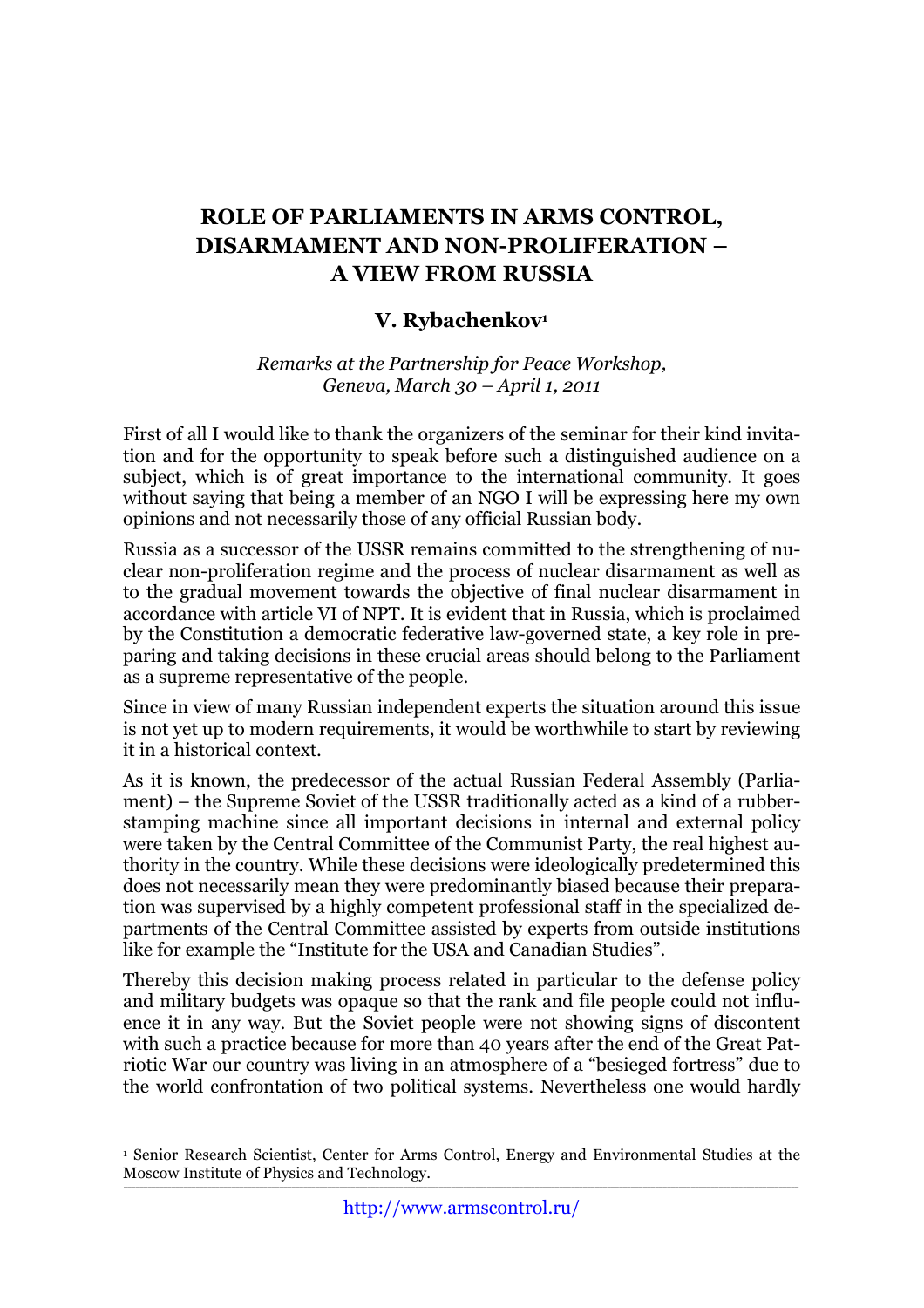# ROLE OF PARLIAMENTS IN ARMS CONTROL, DISARMAMENT AND NON-PROLIFERATION – A VIEW FROM RUSSIA

**V. Rybachenkov**[1]

*Remarks at the Partnership for Peace Workshop, Geneva, March 30 – April 1, 2011*

First of all I would like to thank the organizers of the seminar for their kind invitation and for the opportunity to speak before such a distinguished audience on a subject, which is of great importance to the international community. It goes without saying that being a member of an NGO I will be expressing here my own opinions and not necessarily those of any official Russian body.

Russia as a successor of the USSR remains committed to the strengthening of nuclear non-proliferation regime and the process of nuclear disarmament as well as to the gradual movement towards the objective of final nuclear disarmament in accordance with article VI of NPT. It is evident that in Russia, which is proclaimed by the Constitution a democratic federative law-governed state, a key role in preparing and taking decisions in these crucial areas should belong to the Parliament as a supreme representative of the people.

Since in view of many Russian independent experts the situation around this issue is not yet up to modern requirements, it would be worthwhile to start by reviewing it in a historical context.

As it is known, the predecessor of the actual Russian Federal Assembly (Parliament) – the Supreme Soviet of the USSR traditionally acted as a kind of a rubber-stamping machine since all important decisions in internal and external policy were taken by the Central Committee of the Communist Party, the real highest authority in the country. While these decisions were ideologically predetermined this does not necessarily mean they were predominantly biased because their preparation was supervised by a highly competent professional staff in the specialized departments of the Central Committee assisted by experts from outside institutions like for example the "Institute for the USA and Canadian Studies".

Thereby this decision making process related in particular to the defense policy and military budgets was opaque so that the rank and file people could not influence it in any way. But the Soviet people were not showing signs of discontent with such a practice because for more than 40 years after the end of the Great Patriotic War our country was living in an atmosphere of a "besieged fortress" due to the world confrontation of two political systems. Nevertheless one would hardly

[1] Senior Research Scientist, Center for Arms Control, Energy and Environmental Studies at the Moscow Institute of Physics and Technology.

http://www.armscontrol.ru/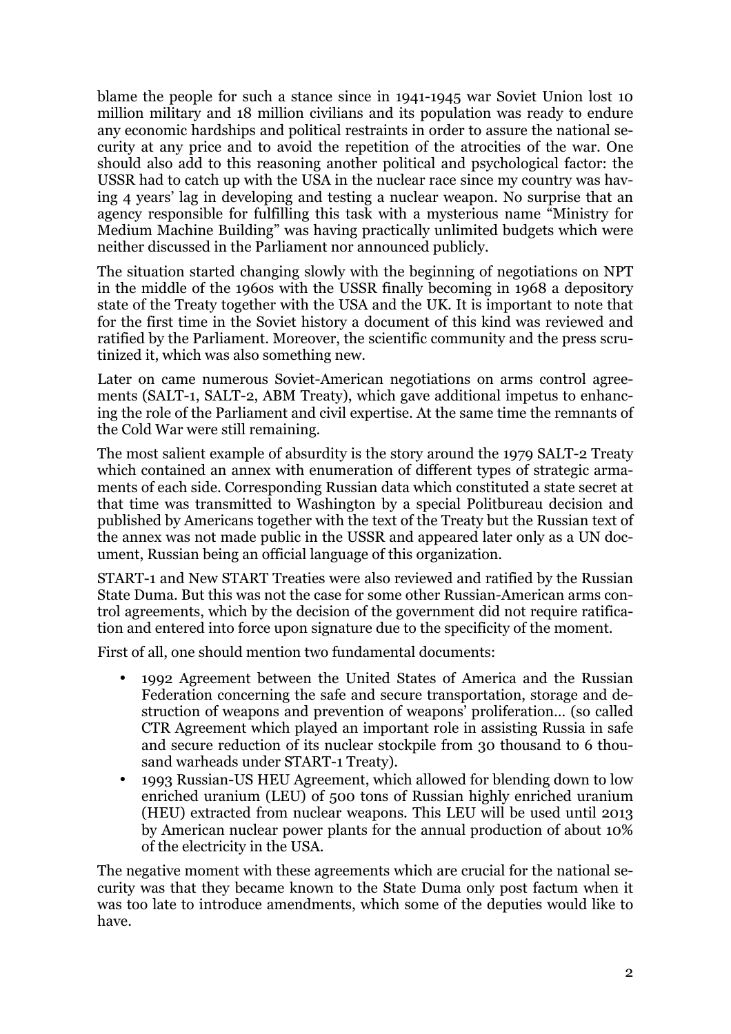blame the people for such a stance since in 1941-1945 war Soviet Union lost 10 million military and 18 million civilians and its population was ready to endure any economic hardships and political restraints in order to assure the national security at any price and to avoid the repetition of the atrocities of the war. One should also add to this reasoning another political and psychological factor: the USSR had to catch up with the USA in the nuclear race since my country was having 4 years' lag in developing and testing a nuclear weapon. No surprise that an agency responsible for fulfilling this task with a mysterious name "Ministry for Medium Machine Building" was having practically unlimited budgets which were neither discussed in the Parliament nor announced publicly.

The situation started changing slowly with the beginning of negotiations on NPT in the middle of the 1960s with the USSR finally becoming in 1968 a depository state of the Treaty together with the USA and the UK. It is important to note that for the first time in the Soviet history a document of this kind was reviewed and ratified by the Parliament. Moreover, the scientific community and the press scrutinized it, which was also something new.

Later on came numerous Soviet-American negotiations on arms control agreements (SALT-1, SALT-2, ABM Treaty), which gave additional impetus to enhancing the role of the Parliament and civil expertise. At the same time the remnants of the Cold War were still remaining.

The most salient example of absurdity is the story around the 1979 SALT-2 Treaty which contained an annex with enumeration of different types of strategic armaments of each side. Corresponding Russian data which constituted a state secret at that time was transmitted to Washington by a special Politbureau decision and published by Americans together with the text of the Treaty but the Russian text of the annex was not made public in the USSR and appeared later only as a UN document, Russian being an official language of this organization.

START-1 and New START Treaties were also reviewed and ratified by the Russian State Duma. But this was not the case for some other Russian-American arms control agreements, which by the decision of the government did not require ratification and entered into force upon signature due to the specificity of the moment.

First of all, one should mention two fundamental documents:

- 1992 Agreement between the United States of America and the Russian Federation concerning the safe and secure transportation, storage and destruction of weapons and prevention of weapons' proliferation… (so called CTR Agreement which played an important role in assisting Russia in safe and secure reduction of its nuclear stockpile from 30 thousand to 6 thousand warheads under START-1 Treaty).
- 1993 Russian-US HEU Agreement, which allowed for blending down to low enriched uranium (LEU) of 500 tons of Russian highly enriched uranium (HEU) extracted from nuclear weapons. This LEU will be used until 2013 by American nuclear power plants for the annual production of about 10% of the electricity in the USA.

The negative moment with these agreements which are crucial for the national security was that they became known to the State Duma only post factum when it was too late to introduce amendments, which some of the deputies would like to have.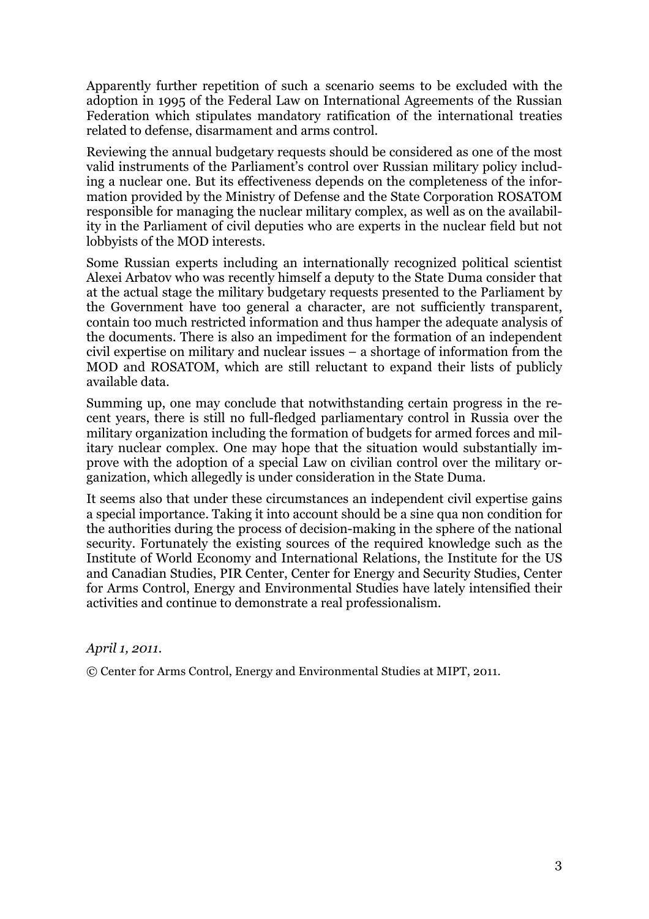Apparently further repetition of such a scenario seems to be excluded with the adoption in 1995 of the Federal Law on International Agreements of the Russian Federation which stipulates mandatory ratification of the international treaties related to defense, disarmament and arms control.

Reviewing the annual budgetary requests should be considered as one of the most valid instruments of the Parliament's control over Russian military policy including a nuclear one. But its effectiveness depends on the completeness of the information provided by the Ministry of Defense and the State Corporation ROSATOM responsible for managing the nuclear military complex, as well as on the availability in the Parliament of civil deputies who are experts in the nuclear field but not lobbyists of the MOD interests.

Some Russian experts including an internationally recognized political scientist Alexei Arbatov who was recently himself a deputy to the State Duma consider that at the actual stage the military budgetary requests presented to the Parliament by the Government have too general a character, are not sufficiently transparent, contain too much restricted information and thus hamper the adequate analysis of the documents. There is also an impediment for the formation of an independent civil expertise on military and nuclear issues – a shortage of information from the MOD and ROSATOM, which are still reluctant to expand their lists of publicly available data.

Summing up, one may conclude that notwithstanding certain progress in the recent years, there is still no full-fledged parliamentary control in Russia over the military organization including the formation of budgets for armed forces and military nuclear complex. One may hope that the situation would substantially improve with the adoption of a special Law on civilian control over the military organization, which allegedly is under consideration in the State Duma.

It seems also that under these circumstances an independent civil expertise gains a special importance. Taking it into account should be a sine qua non condition for the authorities during the process of decision-making in the sphere of the national security. Fortunately the existing sources of the required knowledge such as the Institute of World Economy and International Relations, the Institute for the US and Canadian Studies, PIR Center, Center for Energy and Security Studies, Center for Arms Control, Energy and Environmental Studies have lately intensified their activities and continue to demonstrate a real professionalism.

*April 1, 2011.*

© Center for Arms Control, Energy and Environmental Studies at MIPT, 2011.